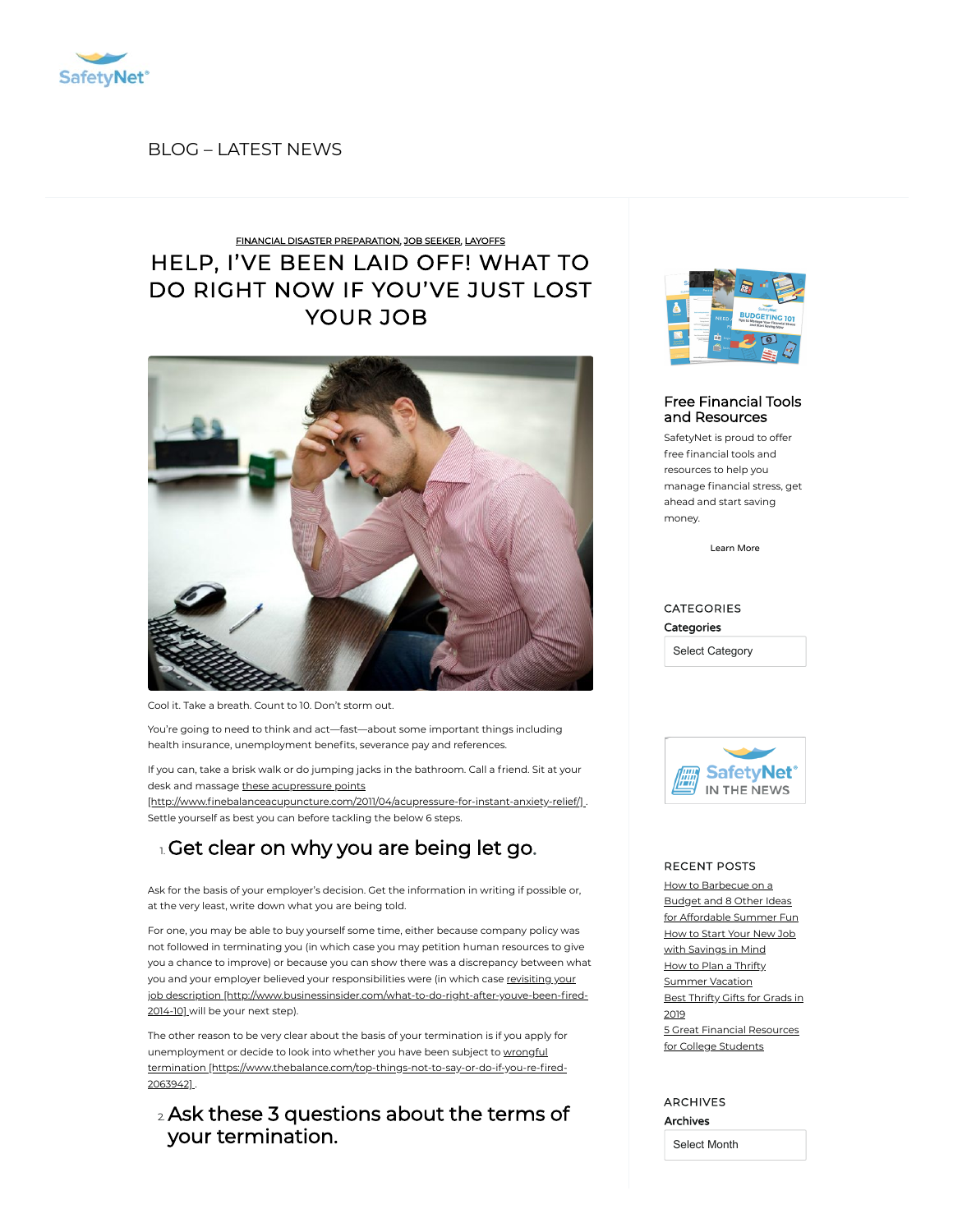SafetyNet®

BLOG – LATEST NEWS

FINANCIAL DISASTER PREPARATION, JOB SEEKER, LAYOFFS

# HELP, I'VE BEEN LAID OFF! WHAT TO DO RIGHT NOW IF YOU'VE JUST LOST YOUR JOB

Cool it. Take a breath. Count to 10. Don't storm out.

You're going to need to think and act—fast—about some important things including health insurance, unemployment benefits, severance pay and references.

If you can, take a brisk walk or do jumping jacks in the bathroom. Call a friend. Sit at your desk and massage these acupressure points [http://www.finebalanceacupuncture.com/2011/04/acupressure-for-instant-anxiety-relief/] . Settle yourself as best you can before tackling the below 6 steps.

## 1. Get clear on why you are being let go.

Ask for the basis of your employer's decision. Get the information in writing if possible or, at the very least, write down what you are being told.

For one, you may be able to buy yourself some time, either because company policy was not followed in terminating you (in which case you may petition human resources to give you a chance to improve) or because you can show there was a discrepancy between what you and your employer believed your responsibilities were (in which case revisiting your job description [http://www.businessinsider.com/what-to-do-right-after-youve-been-fired-2014-10] will be your next step).

The other reason to be very clear about the basis of your termination is if you apply for unemployment or decide to look into whether you have been subject to wrongful termination [https://www.thebalance.com/top-things-not-to-say-or-do-if-you-re-fired-2063942] .

## 2. Ask these 3 questions about the terms of your termination.

### Free Financial Tools and Resources

SafetyNet is proud to offer free financial tools and resources to help you manage financial stress, get ahead and start saving money.

Learn More

CATEGORIES

**Categories**

Select Category

SafetyNet® IN THE NEWS

RECENT POSTS

- How to Barbecue on a Budget and 8 Other Ideas for Affordable Summer Fun
- How to Start Your New Job with Savings in Mind
- How to Plan a Thrifty Summer Vacation
- Best Thrifty Gifts for Grads in 2019
- 5 Great Financial Resources for College Students

ARCHIVES

**Archives**

Select Month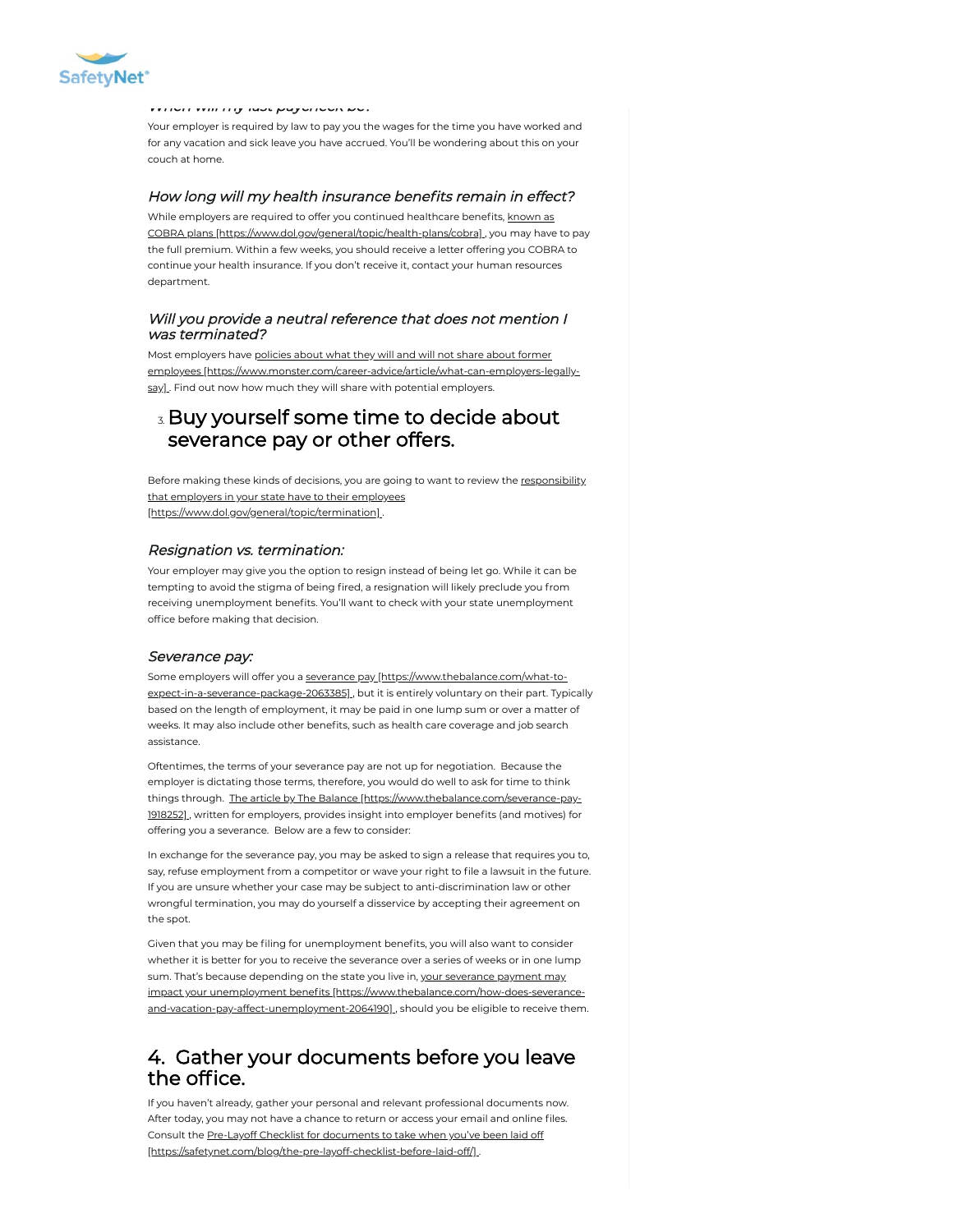### *When will my last paycheck be?*

Your employer is required by law to pay you the wages for the time you have worked and for any vacation and sick leave you have accrued. You'll be wondering about this on your couch at home.

### *How long will my health insurance benefits remain in effect?*

While employers are required to offer you continued healthcare benefits, known as COBRA plans [https://www.dol.gov/general/topic/health-plans/cobra] , you may have to pay the full premium. Within a few weeks, you should receive a letter offering you COBRA to continue your health insurance. If you don't receive it, contact your human resources department.

### *Will you provide a neutral reference that does not mention I was terminated?*

Most employers have policies about what they will and will not share about former employees [https://www.monster.com/career-advice/article/what-can-employers-legally-say] . Find out now how much they will share with potential employers.

## 3. Buy yourself some time to decide about severance pay or other offers.

Before making these kinds of decisions, you are going to want to review the responsibility that employers in your state have to their employees [https://www.dol.gov/general/topic/termination] .

### *Resignation vs. termination:*

Your employer may give you the option to resign instead of being let go. While it can be tempting to avoid the stigma of being fired, a resignation will likely preclude you from receiving unemployment benefits. You'll want to check with your state unemployment office before making that decision.

### *Severance pay:*

Some employers will offer you a severance pay [https://www.thebalance.com/what-to-expect-in-a-severance-package-2063385] , but it is entirely voluntary on their part. Typically based on the length of employment, it may be paid in one lump sum or over a matter of weeks. It may also include other benefits, such as health care coverage and job search assistance.

Oftentimes, the terms of your severance pay are not up for negotiation. Because the employer is dictating those terms, therefore, you would do well to ask for time to think things through. The article by The Balance [https://www.thebalance.com/severance-pay-1918252] , written for employers, provides insight into employer benefits (and motives) for offering you a severance. Below are a few to consider:

In exchange for the severance pay, you may be asked to sign a release that requires you to, say, refuse employment from a competitor or wave your right to file a lawsuit in the future. If you are unsure whether your case may be subject to anti-discrimination law or other wrongful termination, you may do yourself a disservice by accepting their agreement on the spot.

Given that you may be filing for unemployment benefits, you will also want to consider whether it is better for you to receive the severance over a series of weeks or in one lump sum. That's because depending on the state you live in, your severance payment may impact your unemployment benefits [https://www.thebalance.com/how-does-severance-and-vacation-pay-affect-unemployment-2064190] , should you be eligible to receive them.

## 4. Gather your documents before you leave the office.

If you haven't already, gather your personal and relevant professional documents now. After today, you may not have a chance to return or access your email and online files. Consult the Pre-Layoff Checklist for documents to take when you've been laid off [https://safetynet.com/blog/the-pre-layoff-checklist-before-laid-off/] .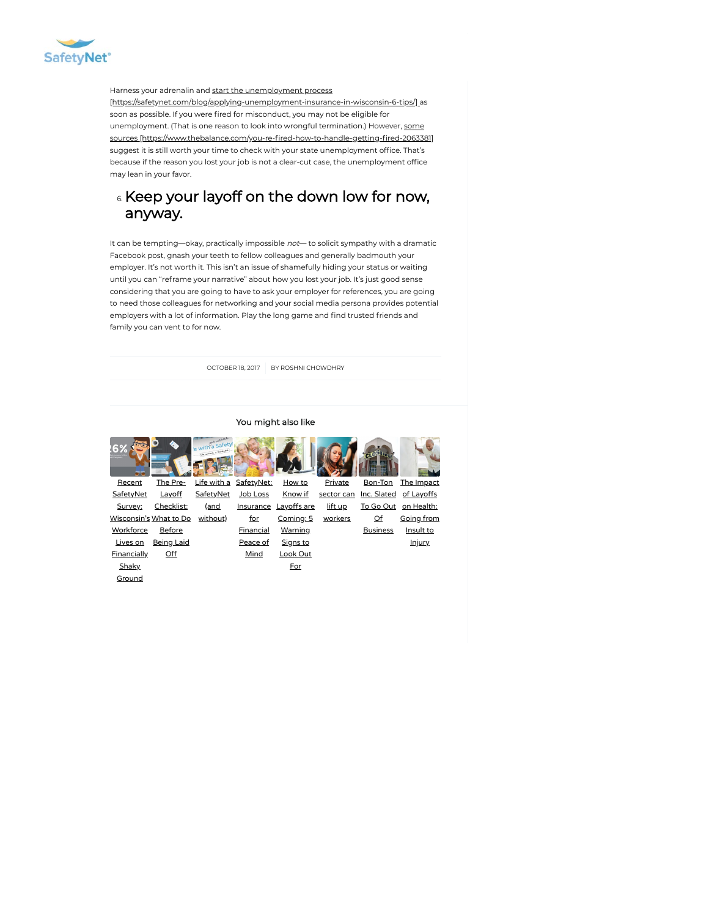Harness your adrenalin and start the unemployment process [https://safetynet.com/blog/applying-unemployment-insurance-in-wisconsin-6-tips/] as soon as possible. If you were fired for misconduct, you may not be eligible for unemployment. (That is one reason to look into wrongful termination.) However, some sources [https://www.thebalance.com/you-re-fired-how-to-handle-getting-fired-2063381] suggest it is still worth your time to check with your state unemployment office. That's because if the reason you lost your job is not a clear-cut case, the unemployment office may lean in your favor.

6. ## Keep your layoff on the down low for now, anyway.

It can be tempting—okay, practically impossible *not*— to solicit sympathy with a dramatic Facebook post, gnash your teeth to fellow colleagues and generally badmouth your employer. It's not worth it. This isn't an issue of shamefully hiding your status or waiting until you can "reframe your narrative" about how you lost your job. It's just good sense considering that you are going to have to ask your employer for references, you are going to need those colleagues for networking and your social media persona provides potential employers with a lot of information. Play the long game and find trusted friends and family you can vent to for now.

OCTOBER 18, 2017 | BY ROSHNI CHOWDHRY

You might also like

- Recent SafetyNet Survey: Wisconsin's Workforce Lives on Financially Shaky Ground
- The Pre-Layoff Checklist: What to Do Before Being Laid Off
- Life with a SafetyNet (and without)
- SafetyNet: Job Loss Insurance for Financial Peace of Mind
- How to Know if Layoffs are Coming: 5 Warning Signs to Look Out For
- Private sector can lift up workers
- Bon-Ton Inc. Slated To Go Out Of Business
- The Impact of Layoffs on Health: Going from Insult to Injury